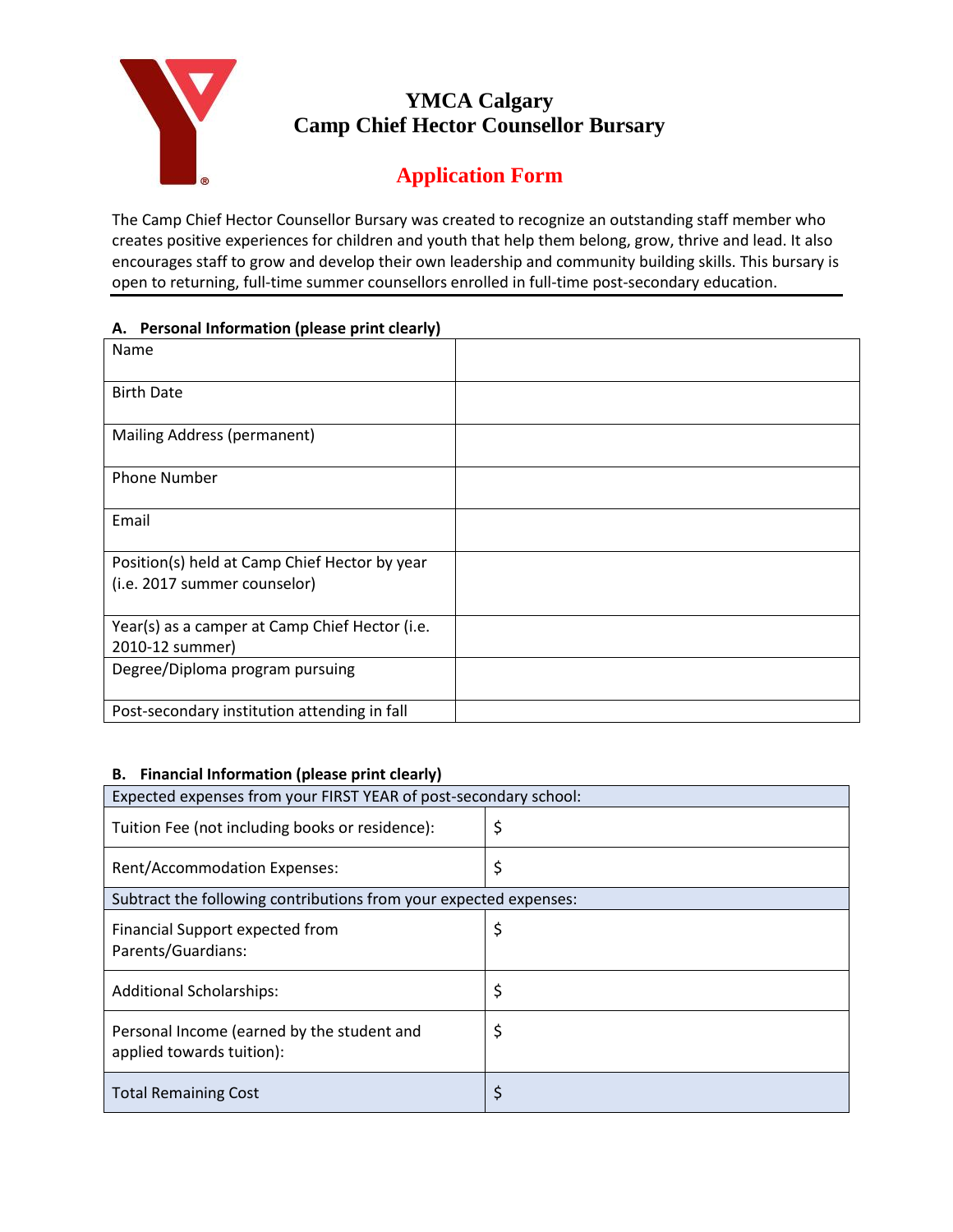# YMCA Calgary
# Camp Chief Hector Counsellor Bursary

## Application Form

The Camp Chief Hector Counsellor Bursary was created to recognize an outstanding staff member who creates positive experiences for children and youth that help them belong, grow, thrive and lead. It also encourages staff to grow and develop their own leadership and community building skills. This bursary is open to returning, full-time summer counsellors enrolled in full-time post-secondary education.

### A. Personal Information (please print clearly)

| | |
|---|---|
| Name | |
| Birth Date | |
| Mailing Address (permanent) | |
| Phone Number | |
| Email | |
| Position(s) held at Camp Chief Hector by year (i.e. 2017 summer counselor) | |
| Year(s) as a camper at Camp Chief Hector (i.e. 2010-12 summer) | |
| Degree/Diploma program pursuing | |
| Post-secondary institution attending in fall | |

### B. Financial Information (please print clearly)

| Expected expenses from your FIRST YEAR of post-secondary school: | |
|---|---|
| Tuition Fee (not including books or residence): | $ |
| Rent/Accommodation Expenses: | $ |
| Subtract the following contributions from your expected expenses: | |
| Financial Support expected from Parents/Guardians: | $ |
| Additional Scholarships: | $ |
| Personal Income (earned by the student and applied towards tuition): | $ |
| Total Remaining Cost | $ |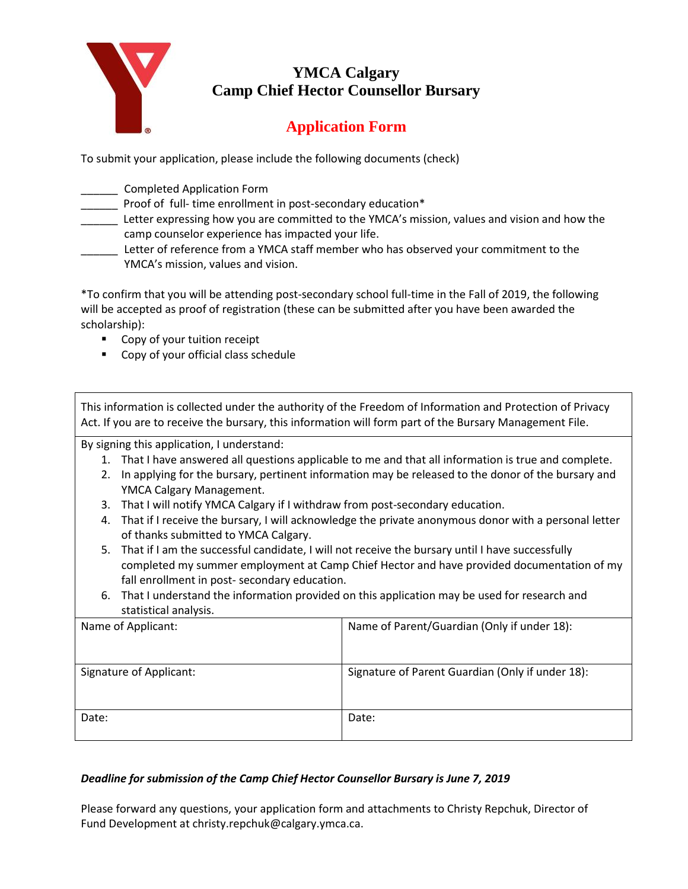# YMCA Calgary
# Camp Chief Hector Counsellor Bursary

## Application Form

To submit your application, please include the following documents (check)

______ Completed Application Form
______ Proof of full- time enrollment in post-secondary education*
______ Letter expressing how you are committed to the YMCA's mission, values and vision and how the camp counselor experience has impacted your life.
______ Letter of reference from a YMCA staff member who has observed your commitment to the YMCA's mission, values and vision.

*To confirm that you will be attending post-secondary school full-time in the Fall of 2019, the following will be accepted as proof of registration (these can be submitted after you have been awarded the scholarship):

- Copy of your tuition receipt
- Copy of your official class schedule

This information is collected under the authority of the Freedom of Information and Protection of Privacy Act. If you are to receive the bursary, this information will form part of the Bursary Management File.

By signing this application, I understand:

1. That I have answered all questions applicable to me and that all information is true and complete.
2. In applying for the bursary, pertinent information may be released to the donor of the bursary and YMCA Calgary Management.
3. That I will notify YMCA Calgary if I withdraw from post-secondary education.
4. That if I receive the bursary, I will acknowledge the private anonymous donor with a personal letter of thanks submitted to YMCA Calgary.
5. That if I am the successful candidate, I will not receive the bursary until I have successfully completed my summer employment at Camp Chief Hector and have provided documentation of my fall enrollment in post- secondary education.
6. That I understand the information provided on this application may be used for research and statistical analysis.

| | |
|---|---|
| Name of Applicant: | Name of Parent/Guardian (Only if under 18): |
| Signature of Applicant: | Signature of Parent Guardian (Only if under 18): |
| Date: | Date: |

***Deadline for submission of the Camp Chief Hector Counsellor Bursary is June 7, 2019***

Please forward any questions, your application form and attachments to Christy Repchuk, Director of Fund Development at christy.repchuk@calgary.ymca.ca.